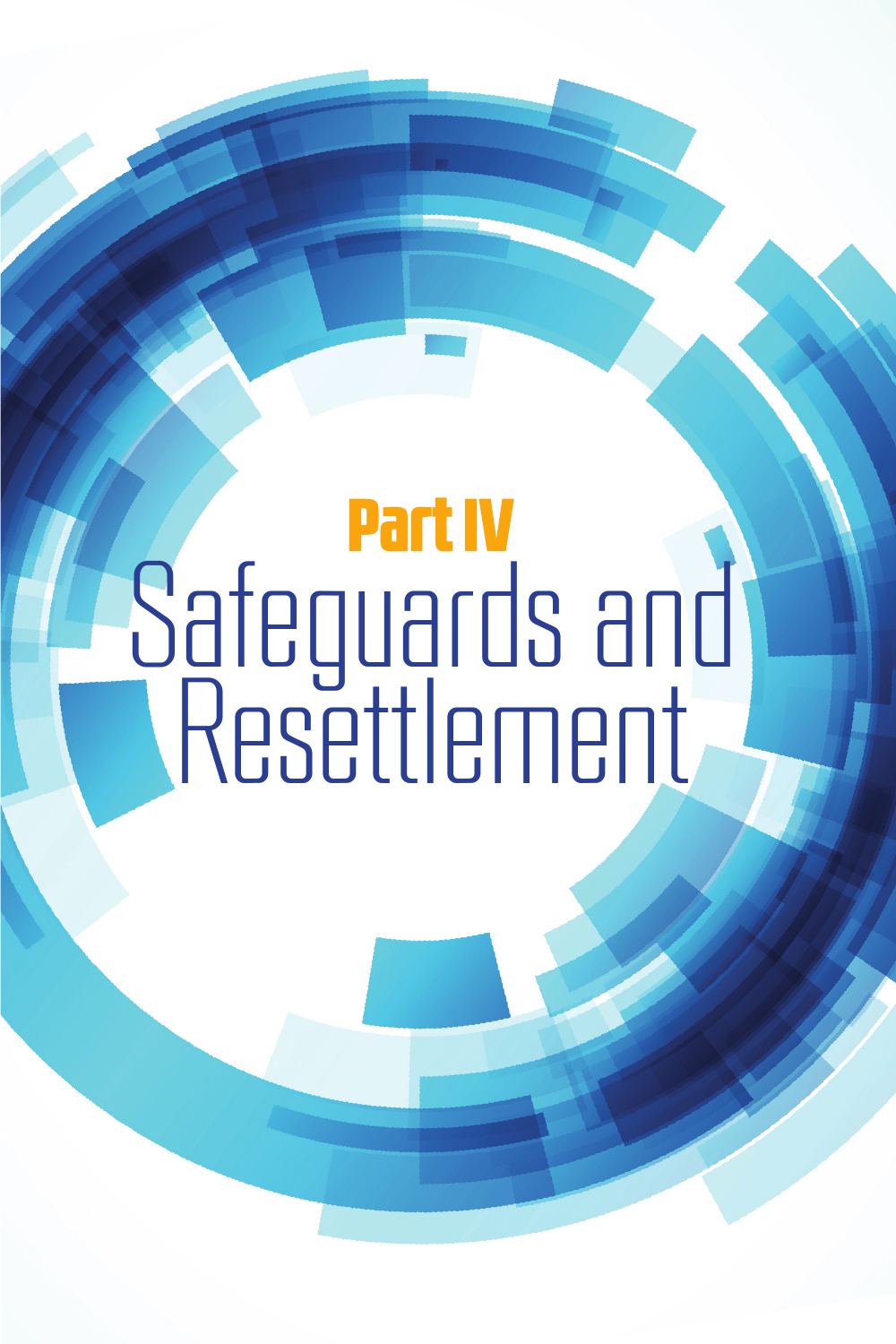# Part IV

# Safeguards and Resettlement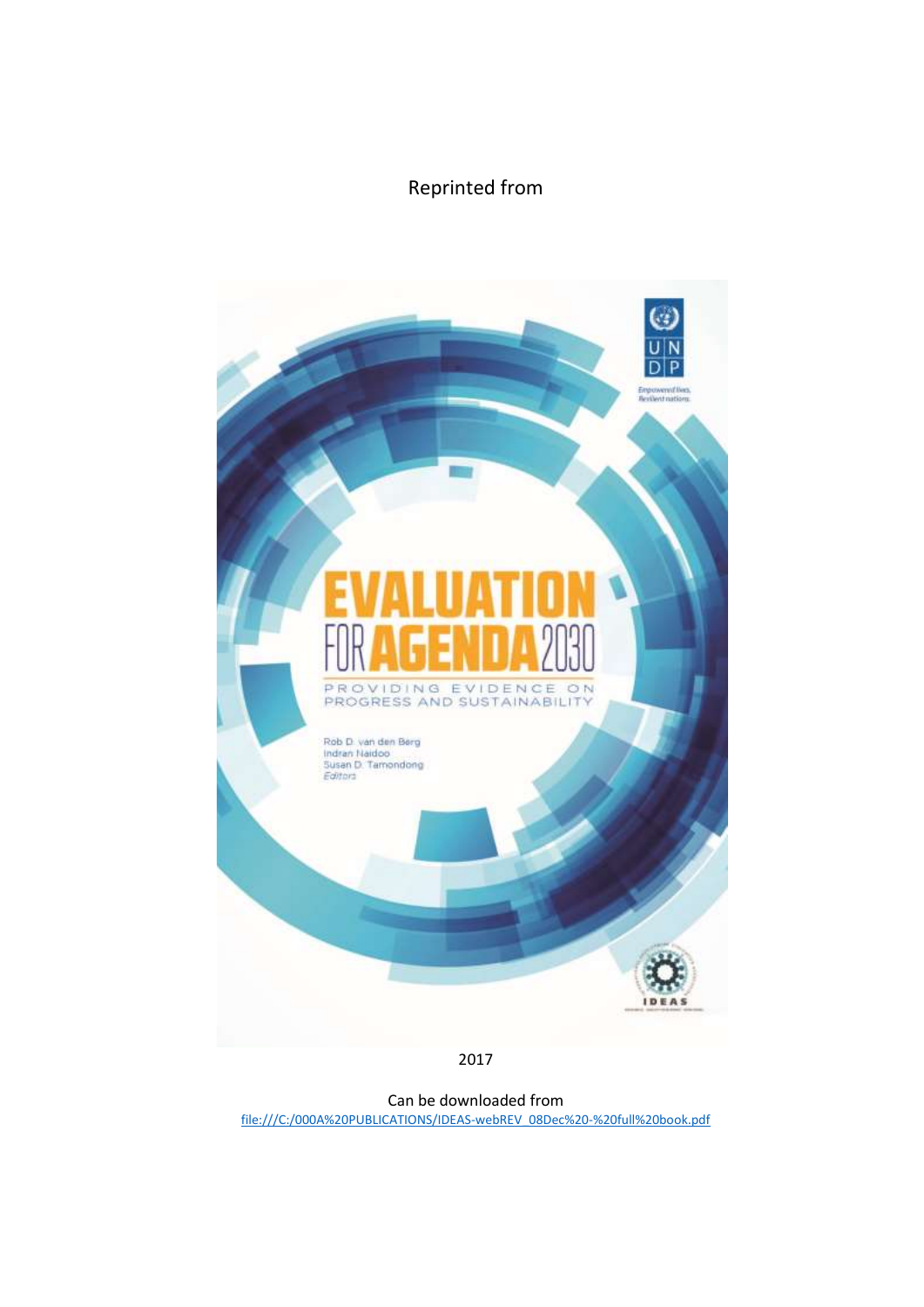Reprinted from

EVALUATION FOR AGENDA 2030

PROVIDING EVIDENCE ON PROGRESS AND SUSTAINABILITY

Rob D. van den Berg
Indran Naidoo
Susan D. Tamondong
*Editors*

2017

Can be downloaded from
file:///C:/000A%20PUBLICATIONS/IDEAS-webREV_08Dec%20-%20full%20book.pdf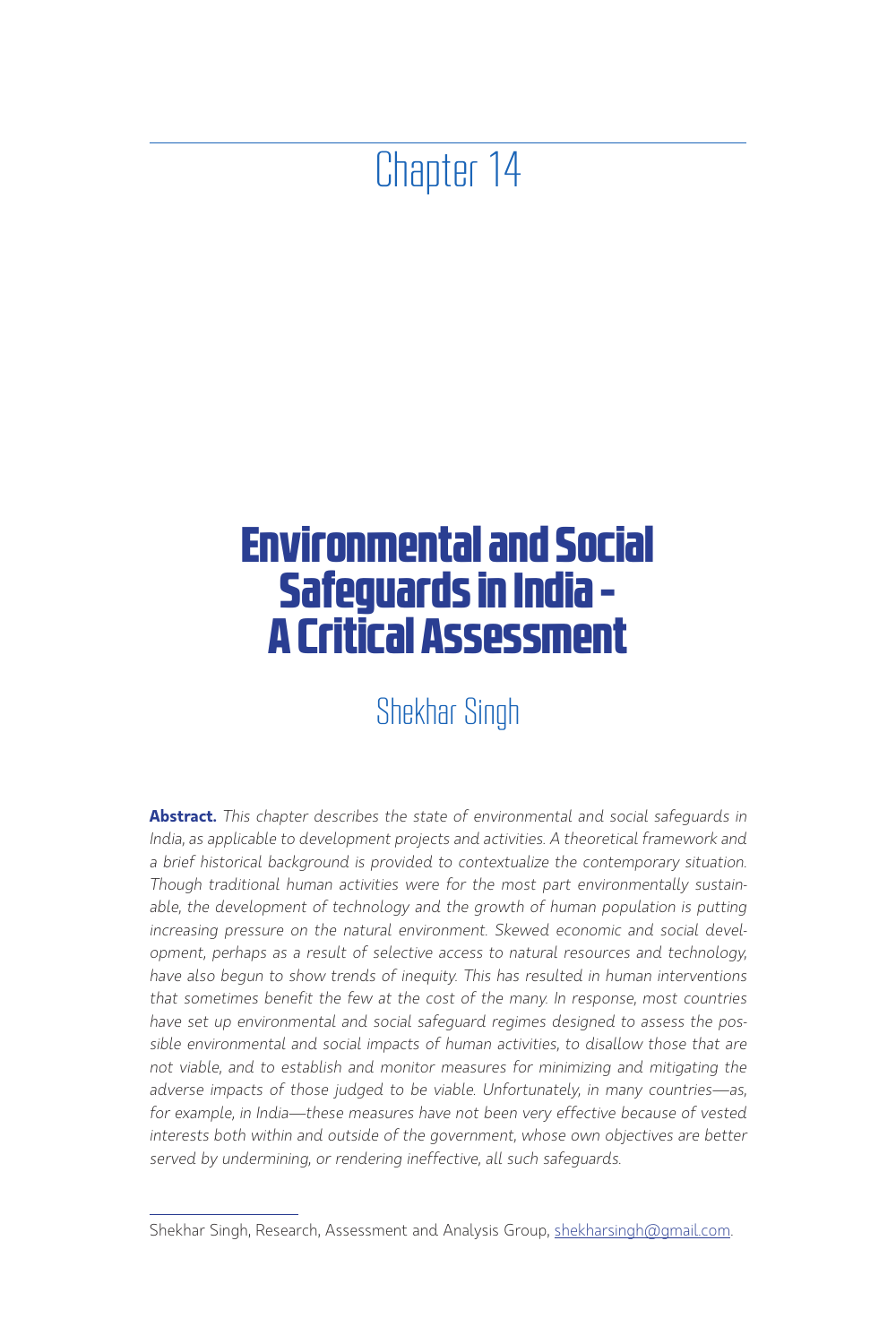# Chapter 14

# Environmental and Social Safeguards in India - A Critical Assessment

## Shekhar Singh

**Abstract.** *This chapter describes the state of environmental and social safeguards in India, as applicable to development projects and activities. A theoretical framework and a brief historical background is provided to contextualize the contemporary situation. Though traditional human activities were for the most part environmentally sustainable, the development of technology and the growth of human population is putting increasing pressure on the natural environment. Skewed economic and social development, perhaps as a result of selective access to natural resources and technology, have also begun to show trends of inequity. This has resulted in human interventions that sometimes benefit the few at the cost of the many. In response, most countries have set up environmental and social safeguard regimes designed to assess the possible environmental and social impacts of human activities, to disallow those that are not viable, and to establish and monitor measures for minimizing and mitigating the adverse impacts of those judged to be viable. Unfortunately, in many countries—as, for example, in India—these measures have not been very effective because of vested interests both within and outside of the government, whose own objectives are better served by undermining, or rendering ineffective, all such safeguards.*

---

Shekhar Singh, Research, Assessment and Analysis Group, shekharsingh@gmail.com.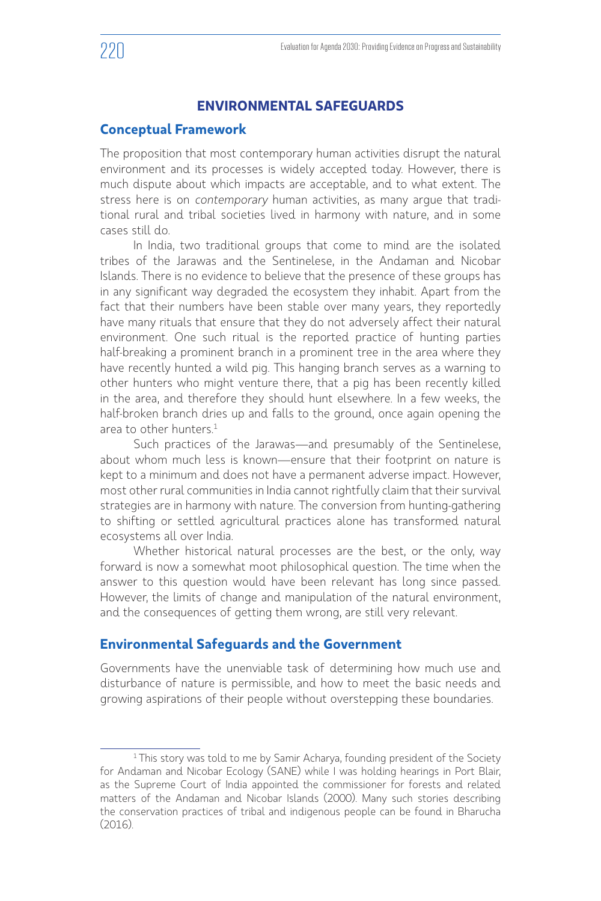## ENVIRONMENTAL SAFEGUARDS

### Conceptual Framework

The proposition that most contemporary human activities disrupt the natural environment and its processes is widely accepted today. However, there is much dispute about which impacts are acceptable, and to what extent. The stress here is on *contemporary* human activities, as many argue that traditional rural and tribal societies lived in harmony with nature, and in some cases still do.

In India, two traditional groups that come to mind are the isolated tribes of the Jarawas and the Sentinelese, in the Andaman and Nicobar Islands. There is no evidence to believe that the presence of these groups has in any significant way degraded the ecosystem they inhabit. Apart from the fact that their numbers have been stable over many years, they reportedly have many rituals that ensure that they do not adversely affect their natural environment. One such ritual is the reported practice of hunting parties half-breaking a prominent branch in a prominent tree in the area where they have recently hunted a wild pig. This hanging branch serves as a warning to other hunters who might venture there, that a pig has been recently killed in the area, and therefore they should hunt elsewhere. In a few weeks, the half-broken branch dries up and falls to the ground, once again opening the area to other hunters.[1]

Such practices of the Jarawas—and presumably of the Sentinelese, about whom much less is known—ensure that their footprint on nature is kept to a minimum and does not have a permanent adverse impact. However, most other rural communities in India cannot rightfully claim that their survival strategies are in harmony with nature. The conversion from hunting-gathering to shifting or settled agricultural practices alone has transformed natural ecosystems all over India.

Whether historical natural processes are the best, or the only, way forward is now a somewhat moot philosophical question. The time when the answer to this question would have been relevant has long since passed. However, the limits of change and manipulation of the natural environment, and the consequences of getting them wrong, are still very relevant.

### Environmental Safeguards and the Government

Governments have the unenviable task of determining how much use and disturbance of nature is permissible, and how to meet the basic needs and growing aspirations of their people without overstepping these boundaries.

---

[1] This story was told to me by Samir Acharya, founding president of the Society for Andaman and Nicobar Ecology (SANE) while I was holding hearings in Port Blair, as the Supreme Court of India appointed the commissioner for forests and related matters of the Andaman and Nicobar Islands (2000). Many such stories describing the conservation practices of tribal and indigenous people can be found in Bharucha (2016).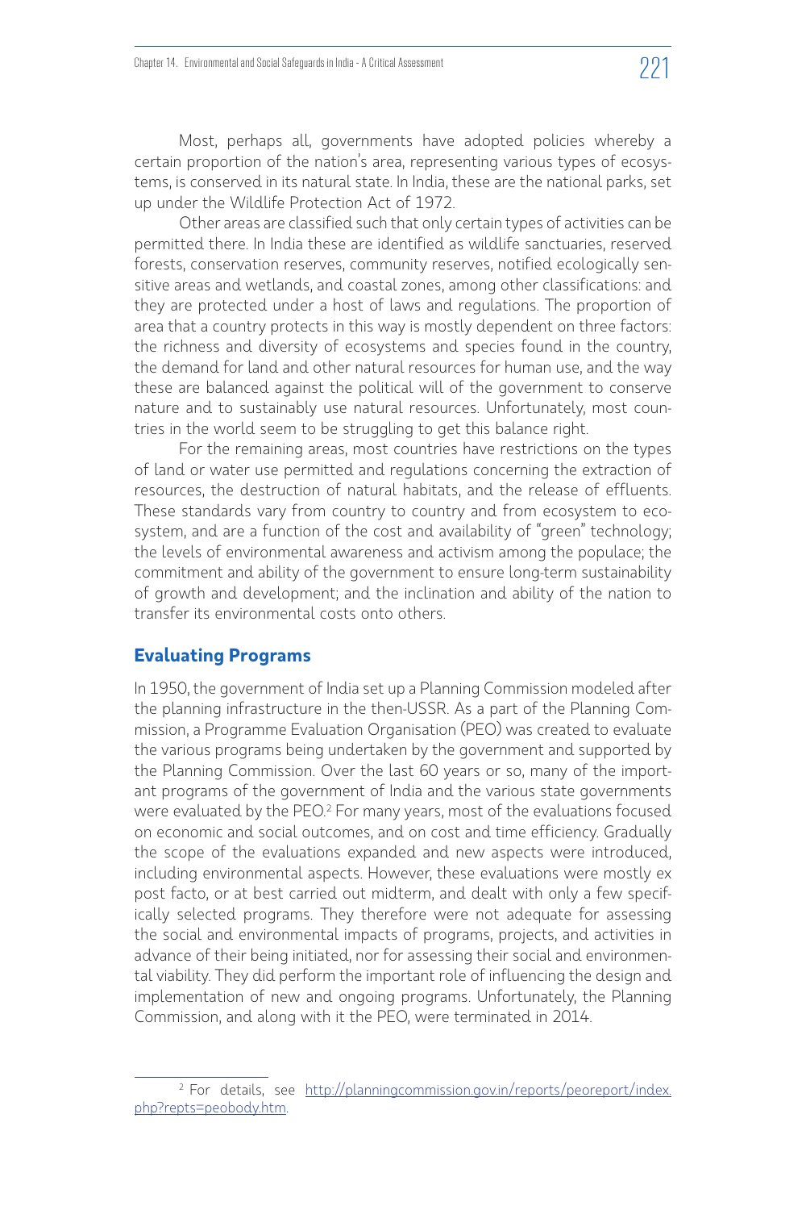Most, perhaps all, governments have adopted policies whereby a certain proportion of the nation's area, representing various types of ecosystems, is conserved in its natural state. In India, these are the national parks, set up under the Wildlife Protection Act of 1972.

Other areas are classified such that only certain types of activities can be permitted there. In India these are identified as wildlife sanctuaries, reserved forests, conservation reserves, community reserves, notified ecologically sensitive areas and wetlands, and coastal zones, among other classifications: and they are protected under a host of laws and regulations. The proportion of area that a country protects in this way is mostly dependent on three factors: the richness and diversity of ecosystems and species found in the country, the demand for land and other natural resources for human use, and the way these are balanced against the political will of the government to conserve nature and to sustainably use natural resources. Unfortunately, most countries in the world seem to be struggling to get this balance right.

For the remaining areas, most countries have restrictions on the types of land or water use permitted and regulations concerning the extraction of resources, the destruction of natural habitats, and the release of effluents. These standards vary from country to country and from ecosystem to ecosystem, and are a function of the cost and availability of "green" technology; the levels of environmental awareness and activism among the populace; the commitment and ability of the government to ensure long-term sustainability of growth and development; and the inclination and ability of the nation to transfer its environmental costs onto others.

## Evaluating Programs

In 1950, the government of India set up a Planning Commission modeled after the planning infrastructure in the then-USSR. As a part of the Planning Commission, a Programme Evaluation Organisation (PEO) was created to evaluate the various programs being undertaken by the government and supported by the Planning Commission. Over the last 60 years or so, many of the important programs of the government of India and the various state governments were evaluated by the PEO.[2] For many years, most of the evaluations focused on economic and social outcomes, and on cost and time efficiency. Gradually the scope of the evaluations expanded and new aspects were introduced, including environmental aspects. However, these evaluations were mostly ex post facto, or at best carried out midterm, and dealt with only a few specifically selected programs. They therefore were not adequate for assessing the social and environmental impacts of programs, projects, and activities in advance of their being initiated, nor for assessing their social and environmental viability. They did perform the important role of influencing the design and implementation of new and ongoing programs. Unfortunately, the Planning Commission, and along with it the PEO, were terminated in 2014.

---

[2] For details, see http://planningcommission.gov.in/reports/peoreport/index.php?repts=peobody.htm.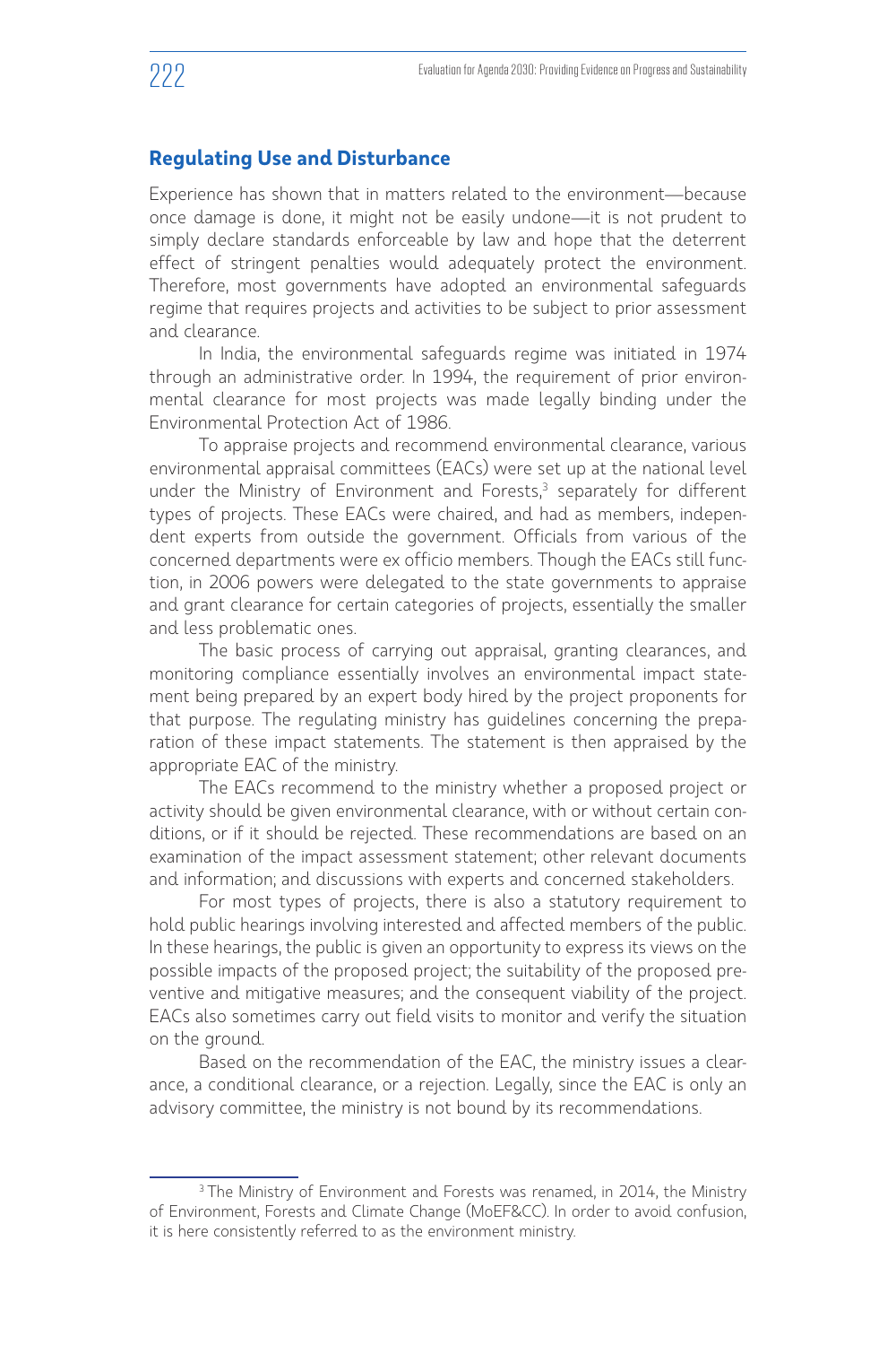## Regulating Use and Disturbance

Experience has shown that in matters related to the environment—because once damage is done, it might not be easily undone—it is not prudent to simply declare standards enforceable by law and hope that the deterrent effect of stringent penalties would adequately protect the environment. Therefore, most governments have adopted an environmental safeguards regime that requires projects and activities to be subject to prior assessment and clearance.

In India, the environmental safeguards regime was initiated in 1974 through an administrative order. In 1994, the requirement of prior environmental clearance for most projects was made legally binding under the Environmental Protection Act of 1986.

To appraise projects and recommend environmental clearance, various environmental appraisal committees (EACs) were set up at the national level under the Ministry of Environment and Forests,[3] separately for different types of projects. These EACs were chaired, and had as members, independent experts from outside the government. Officials from various of the concerned departments were ex officio members. Though the EACs still function, in 2006 powers were delegated to the state governments to appraise and grant clearance for certain categories of projects, essentially the smaller and less problematic ones.

The basic process of carrying out appraisal, granting clearances, and monitoring compliance essentially involves an environmental impact statement being prepared by an expert body hired by the project proponents for that purpose. The regulating ministry has guidelines concerning the preparation of these impact statements. The statement is then appraised by the appropriate EAC of the ministry.

The EACs recommend to the ministry whether a proposed project or activity should be given environmental clearance, with or without certain conditions, or if it should be rejected. These recommendations are based on an examination of the impact assessment statement; other relevant documents and information; and discussions with experts and concerned stakeholders.

For most types of projects, there is also a statutory requirement to hold public hearings involving interested and affected members of the public. In these hearings, the public is given an opportunity to express its views on the possible impacts of the proposed project; the suitability of the proposed preventive and mitigative measures; and the consequent viability of the project. EACs also sometimes carry out field visits to monitor and verify the situation on the ground.

Based on the recommendation of the EAC, the ministry issues a clearance, a conditional clearance, or a rejection. Legally, since the EAC is only an advisory committee, the ministry is not bound by its recommendations.

---

[3] The Ministry of Environment and Forests was renamed, in 2014, the Ministry of Environment, Forests and Climate Change (MoEF&CC). In order to avoid confusion, it is here consistently referred to as the environment ministry.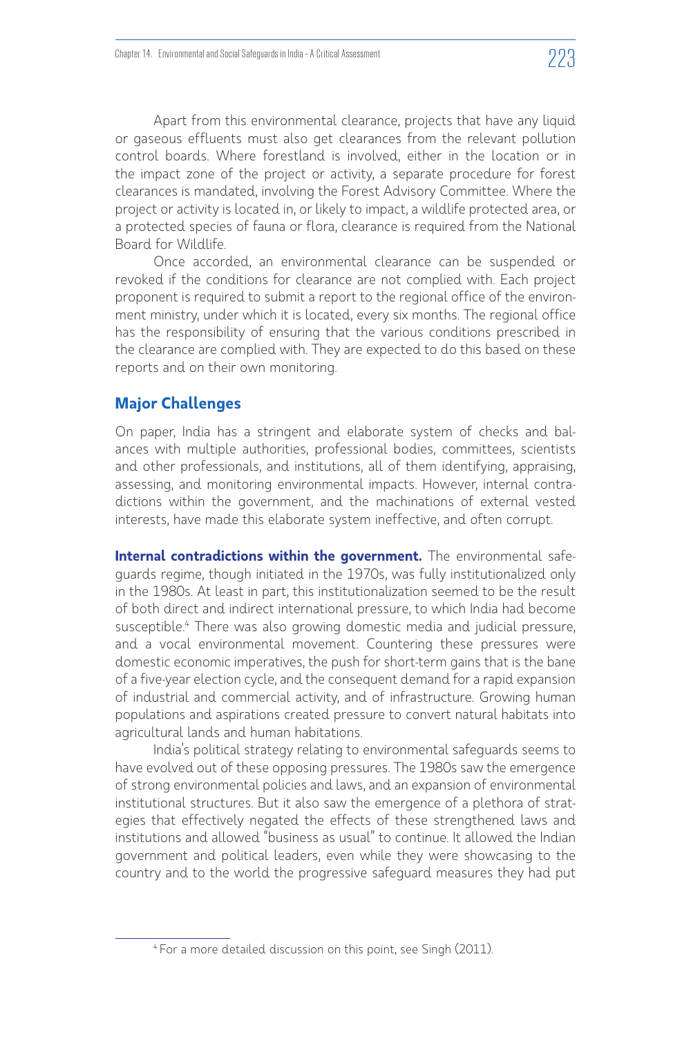Apart from this environmental clearance, projects that have any liquid or gaseous effluents must also get clearances from the relevant pollution control boards. Where forestland is involved, either in the location or in the impact zone of the project or activity, a separate procedure for forest clearances is mandated, involving the Forest Advisory Committee. Where the project or activity is located in, or likely to impact, a wildlife protected area, or a protected species of fauna or flora, clearance is required from the National Board for Wildlife.

Once accorded, an environmental clearance can be suspended or revoked if the conditions for clearance are not complied with. Each project proponent is required to submit a report to the regional office of the environment ministry, under which it is located, every six months. The regional office has the responsibility of ensuring that the various conditions prescribed in the clearance are complied with. They are expected to do this based on these reports and on their own monitoring.

## Major Challenges

On paper, India has a stringent and elaborate system of checks and balances with multiple authorities, professional bodies, committees, scientists and other professionals, and institutions, all of them identifying, appraising, assessing, and monitoring environmental impacts. However, internal contradictions within the government, and the machinations of external vested interests, have made this elaborate system ineffective, and often corrupt.

**Internal contradictions within the government.** The environmental safeguards regime, though initiated in the 1970s, was fully institutionalized only in the 1980s. At least in part, this institutionalization seemed to be the result of both direct and indirect international pressure, to which India had become susceptible.[4] There was also growing domestic media and judicial pressure, and a vocal environmental movement. Countering these pressures were domestic economic imperatives, the push for short-term gains that is the bane of a five-year election cycle, and the consequent demand for a rapid expansion of industrial and commercial activity, and of infrastructure. Growing human populations and aspirations created pressure to convert natural habitats into agricultural lands and human habitations.

India's political strategy relating to environmental safeguards seems to have evolved out of these opposing pressures. The 1980s saw the emergence of strong environmental policies and laws, and an expansion of environmental institutional structures. But it also saw the emergence of a plethora of strategies that effectively negated the effects of these strengthened laws and institutions and allowed "business as usual" to continue. It allowed the Indian government and political leaders, even while they were showcasing to the country and to the world the progressive safeguard measures they had put

[4] For a more detailed discussion on this point, see Singh (2011).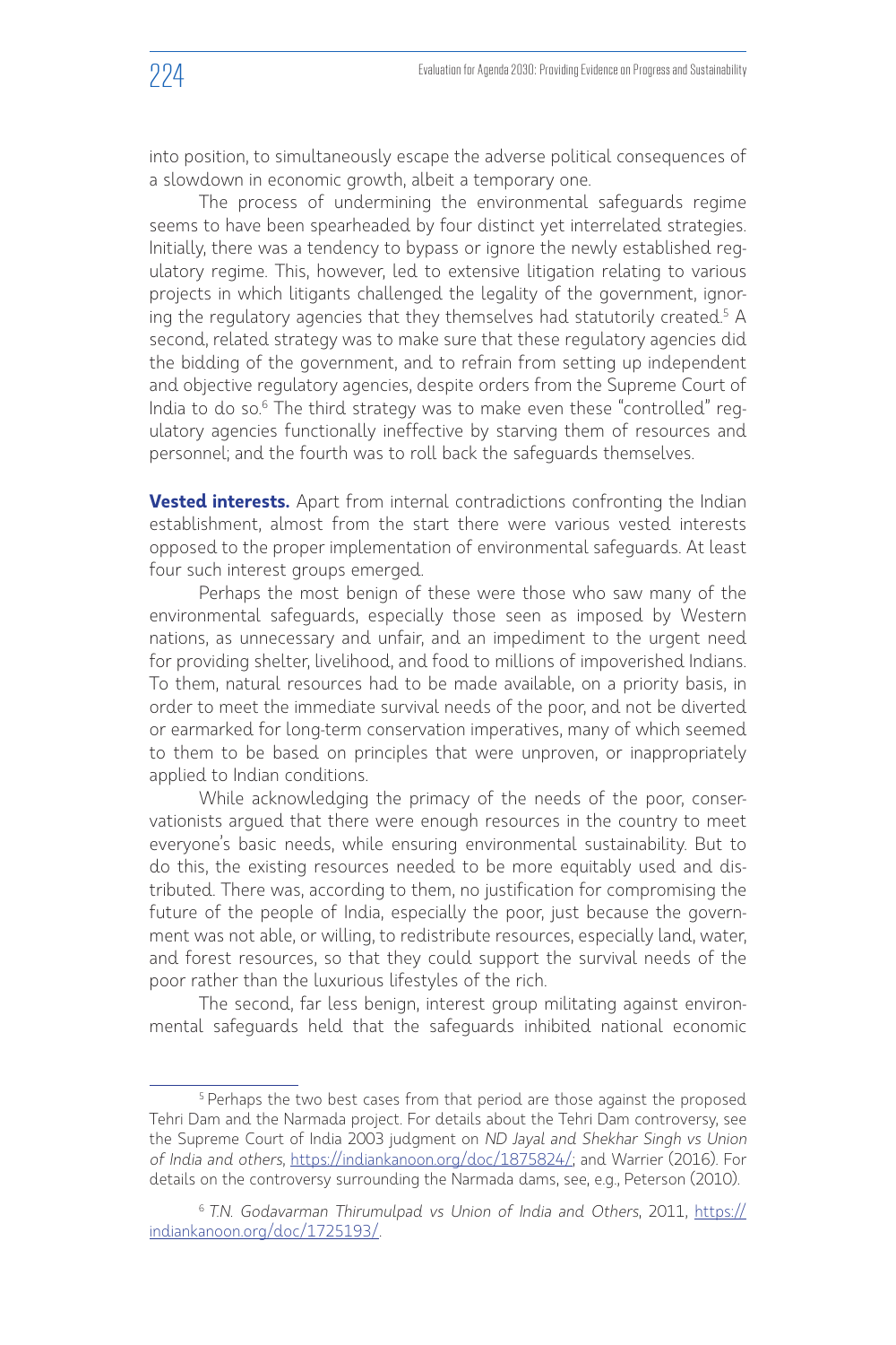into position, to simultaneously escape the adverse political consequences of a slowdown in economic growth, albeit a temporary one.

The process of undermining the environmental safeguards regime seems to have been spearheaded by four distinct yet interrelated strategies. Initially, there was a tendency to bypass or ignore the newly established regulatory regime. This, however, led to extensive litigation relating to various projects in which litigants challenged the legality of the government, ignoring the regulatory agencies that they themselves had statutorily created.[5] A second, related strategy was to make sure that these regulatory agencies did the bidding of the government, and to refrain from setting up independent and objective regulatory agencies, despite orders from the Supreme Court of India to do so.[6] The third strategy was to make even these "controlled" regulatory agencies functionally ineffective by starving them of resources and personnel; and the fourth was to roll back the safeguards themselves.

**Vested interests.** Apart from internal contradictions confronting the Indian establishment, almost from the start there were various vested interests opposed to the proper implementation of environmental safeguards. At least four such interest groups emerged.

Perhaps the most benign of these were those who saw many of the environmental safeguards, especially those seen as imposed by Western nations, as unnecessary and unfair, and an impediment to the urgent need for providing shelter, livelihood, and food to millions of impoverished Indians. To them, natural resources had to be made available, on a priority basis, in order to meet the immediate survival needs of the poor, and not be diverted or earmarked for long-term conservation imperatives, many of which seemed to them to be based on principles that were unproven, or inappropriately applied to Indian conditions.

While acknowledging the primacy of the needs of the poor, conservationists argued that there were enough resources in the country to meet everyone's basic needs, while ensuring environmental sustainability. But to do this, the existing resources needed to be more equitably used and distributed. There was, according to them, no justification for compromising the future of the people of India, especially the poor, just because the government was not able, or willing, to redistribute resources, especially land, water, and forest resources, so that they could support the survival needs of the poor rather than the luxurious lifestyles of the rich.

The second, far less benign, interest group militating against environmental safeguards held that the safeguards inhibited national economic

---

[5] Perhaps the two best cases from that period are those against the proposed Tehri Dam and the Narmada project. For details about the Tehri Dam controversy, see the Supreme Court of India 2003 judgment on *ND Jayal and Shekhar Singh vs Union of India and others*, https://indiankanoon.org/doc/1875824/; and Warrier (2016). For details on the controversy surrounding the Narmada dams, see, e.g., Peterson (2010).

[6] *T.N. Godavarman Thirumulpad vs Union of India and Others*, 2011, https://indiankanoon.org/doc/1725193/.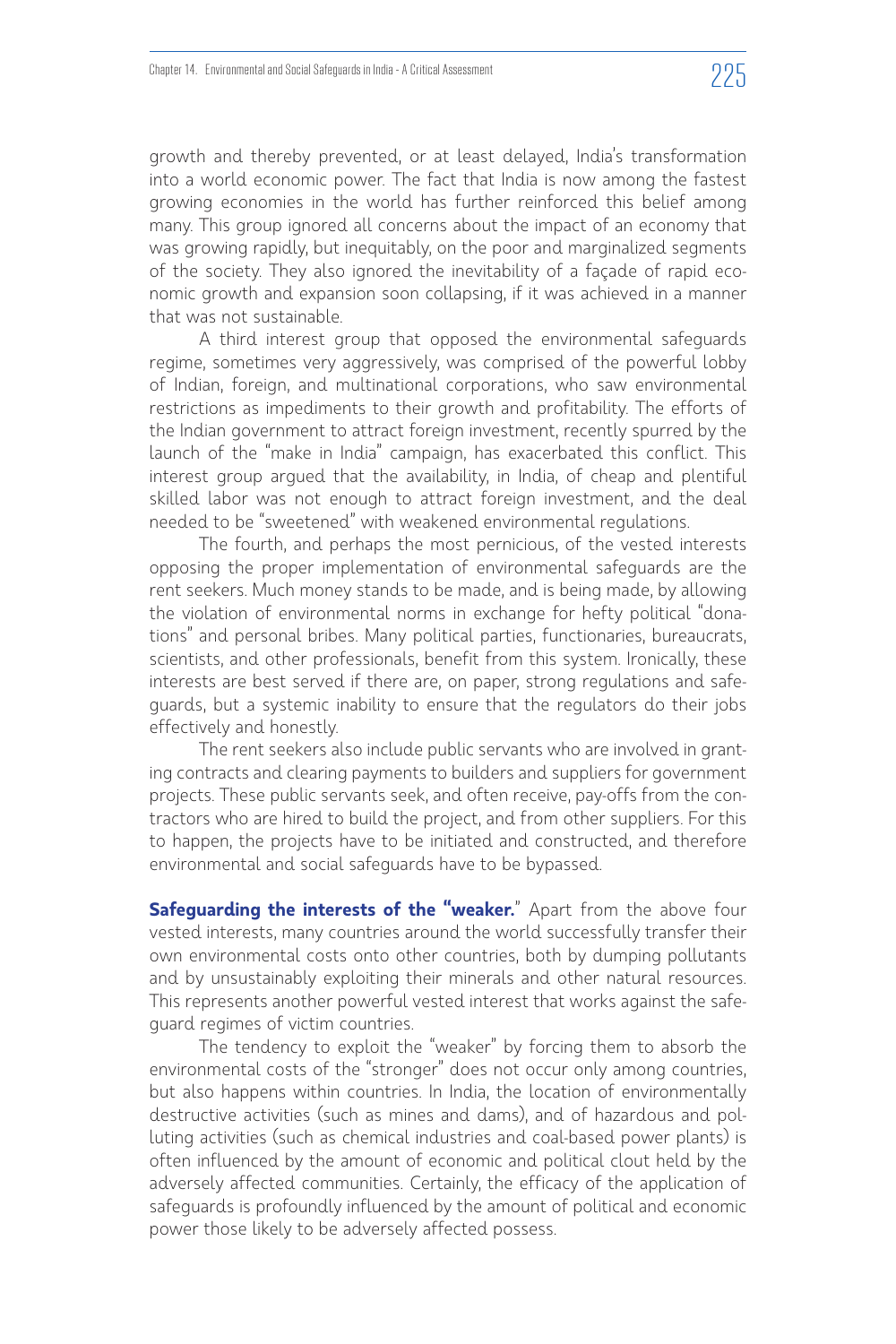growth and thereby prevented, or at least delayed, India's transformation into a world economic power. The fact that India is now among the fastest growing economies in the world has further reinforced this belief among many. This group ignored all concerns about the impact of an economy that was growing rapidly, but inequitably, on the poor and marginalized segments of the society. They also ignored the inevitability of a façade of rapid economic growth and expansion soon collapsing, if it was achieved in a manner that was not sustainable.

A third interest group that opposed the environmental safeguards regime, sometimes very aggressively, was comprised of the powerful lobby of Indian, foreign, and multinational corporations, who saw environmental restrictions as impediments to their growth and profitability. The efforts of the Indian government to attract foreign investment, recently spurred by the launch of the "make in India" campaign, has exacerbated this conflict. This interest group argued that the availability, in India, of cheap and plentiful skilled labor was not enough to attract foreign investment, and the deal needed to be "sweetened" with weakened environmental regulations.

The fourth, and perhaps the most pernicious, of the vested interests opposing the proper implementation of environmental safeguards are the rent seekers. Much money stands to be made, and is being made, by allowing the violation of environmental norms in exchange for hefty political "donations" and personal bribes. Many political parties, functionaries, bureaucrats, scientists, and other professionals, benefit from this system. Ironically, these interests are best served if there are, on paper, strong regulations and safeguards, but a systemic inability to ensure that the regulators do their jobs effectively and honestly.

The rent seekers also include public servants who are involved in granting contracts and clearing payments to builders and suppliers for government projects. These public servants seek, and often receive, pay-offs from the contractors who are hired to build the project, and from other suppliers. For this to happen, the projects have to be initiated and constructed, and therefore environmental and social safeguards have to be bypassed.

**Safeguarding the interests of the "weaker.**" Apart from the above four vested interests, many countries around the world successfully transfer their own environmental costs onto other countries, both by dumping pollutants and by unsustainably exploiting their minerals and other natural resources. This represents another powerful vested interest that works against the safeguard regimes of victim countries.

The tendency to exploit the "weaker" by forcing them to absorb the environmental costs of the "stronger" does not occur only among countries, but also happens within countries. In India, the location of environmentally destructive activities (such as mines and dams), and of hazardous and polluting activities (such as chemical industries and coal-based power plants) is often influenced by the amount of economic and political clout held by the adversely affected communities. Certainly, the efficacy of the application of safeguards is profoundly influenced by the amount of political and economic power those likely to be adversely affected possess.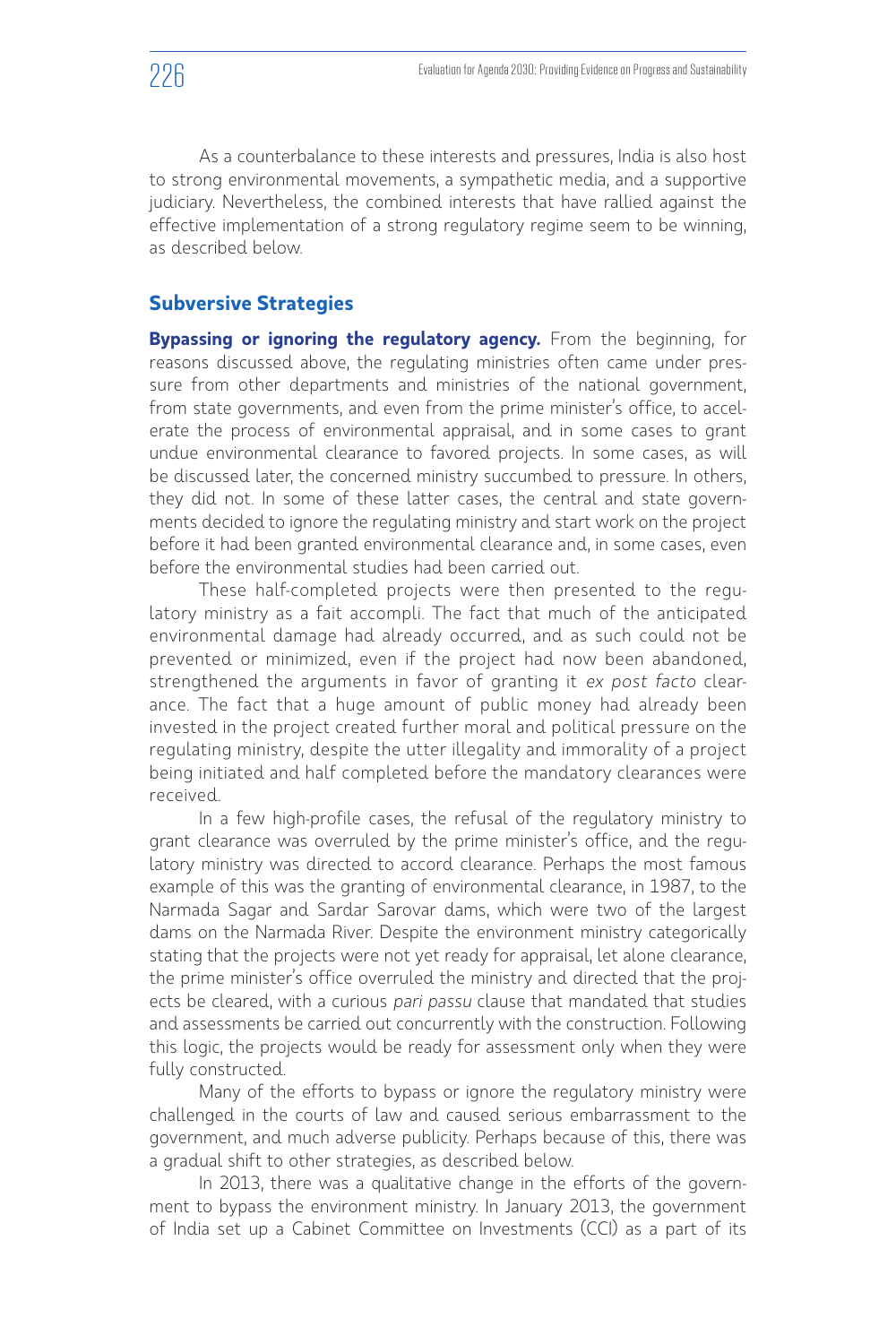As a counterbalance to these interests and pressures, India is also host to strong environmental movements, a sympathetic media, and a supportive judiciary. Nevertheless, the combined interests that have rallied against the effective implementation of a strong regulatory regime seem to be winning, as described below.

## Subversive Strategies

**Bypassing or ignoring the regulatory agency.** From the beginning, for reasons discussed above, the regulating ministries often came under pressure from other departments and ministries of the national government, from state governments, and even from the prime minister's office, to accelerate the process of environmental appraisal, and in some cases to grant undue environmental clearance to favored projects. In some cases, as will be discussed later, the concerned ministry succumbed to pressure. In others, they did not. In some of these latter cases, the central and state governments decided to ignore the regulating ministry and start work on the project before it had been granted environmental clearance and, in some cases, even before the environmental studies had been carried out.

These half-completed projects were then presented to the regulatory ministry as a fait accompli. The fact that much of the anticipated environmental damage had already occurred, and as such could not be prevented or minimized, even if the project had now been abandoned, strengthened the arguments in favor of granting it *ex post facto* clearance. The fact that a huge amount of public money had already been invested in the project created further moral and political pressure on the regulating ministry, despite the utter illegality and immorality of a project being initiated and half completed before the mandatory clearances were received.

In a few high-profile cases, the refusal of the regulatory ministry to grant clearance was overruled by the prime minister's office, and the regulatory ministry was directed to accord clearance. Perhaps the most famous example of this was the granting of environmental clearance, in 1987, to the Narmada Sagar and Sardar Sarovar dams, which were two of the largest dams on the Narmada River. Despite the environment ministry categorically stating that the projects were not yet ready for appraisal, let alone clearance, the prime minister's office overruled the ministry and directed that the projects be cleared, with a curious *pari passu* clause that mandated that studies and assessments be carried out concurrently with the construction. Following this logic, the projects would be ready for assessment only when they were fully constructed.

Many of the efforts to bypass or ignore the regulatory ministry were challenged in the courts of law and caused serious embarrassment to the government, and much adverse publicity. Perhaps because of this, there was a gradual shift to other strategies, as described below.

In 2013, there was a qualitative change in the efforts of the government to bypass the environment ministry. In January 2013, the government of India set up a Cabinet Committee on Investments (CCI) as a part of its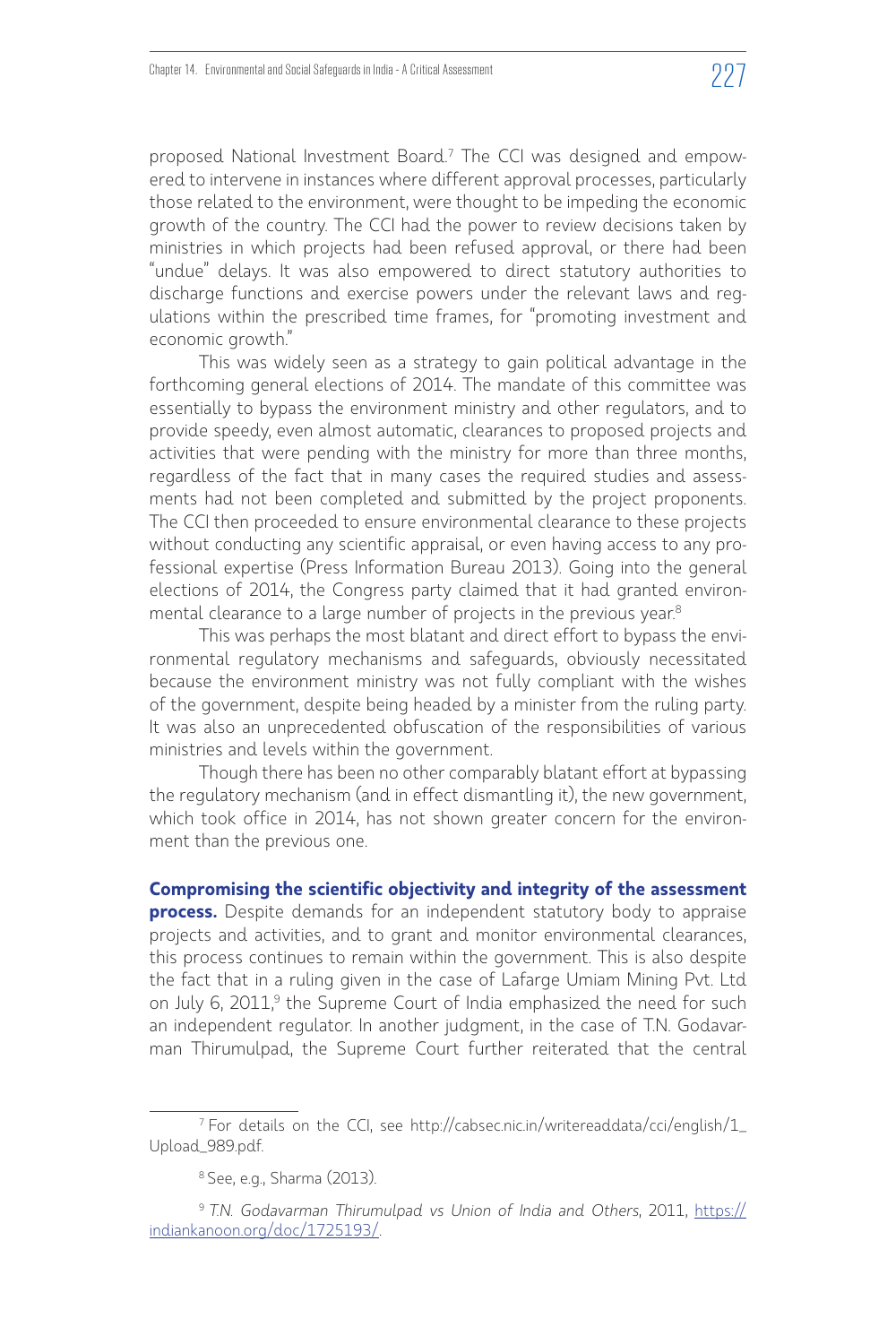proposed National Investment Board.[7] The CCI was designed and empowered to intervene in instances where different approval processes, particularly those related to the environment, were thought to be impeding the economic growth of the country. The CCI had the power to review decisions taken by ministries in which projects had been refused approval, or there had been "undue" delays. It was also empowered to direct statutory authorities to discharge functions and exercise powers under the relevant laws and regulations within the prescribed time frames, for "promoting investment and economic growth."

This was widely seen as a strategy to gain political advantage in the forthcoming general elections of 2014. The mandate of this committee was essentially to bypass the environment ministry and other regulators, and to provide speedy, even almost automatic, clearances to proposed projects and activities that were pending with the ministry for more than three months, regardless of the fact that in many cases the required studies and assessments had not been completed and submitted by the project proponents. The CCI then proceeded to ensure environmental clearance to these projects without conducting any scientific appraisal, or even having access to any professional expertise (Press Information Bureau 2013). Going into the general elections of 2014, the Congress party claimed that it had granted environmental clearance to a large number of projects in the previous year.[8]

This was perhaps the most blatant and direct effort to bypass the environmental regulatory mechanisms and safeguards, obviously necessitated because the environment ministry was not fully compliant with the wishes of the government, despite being headed by a minister from the ruling party. It was also an unprecedented obfuscation of the responsibilities of various ministries and levels within the government.

Though there has been no other comparably blatant effort at bypassing the regulatory mechanism (and in effect dismantling it), the new government, which took office in 2014, has not shown greater concern for the environment than the previous one.

**Compromising the scientific objectivity and integrity of the assessment process.** Despite demands for an independent statutory body to appraise projects and activities, and to grant and monitor environmental clearances, this process continues to remain within the government. This is also despite the fact that in a ruling given in the case of Lafarge Umiam Mining Pvt. Ltd on July 6, 2011,[9] the Supreme Court of India emphasized the need for such an independent regulator. In another judgment, in the case of T.N. Godavarman Thirumulpad, the Supreme Court further reiterated that the central

---

[7] For details on the CCI, see http://cabsec.nic.in/writereaddata/cci/english/1_Upload_989.pdf.

[8] See, e.g., Sharma (2013).

[9] *T.N. Godavarman Thirumulpad vs Union of India and Others*, 2011, https://indiankanoon.org/doc/1725193/.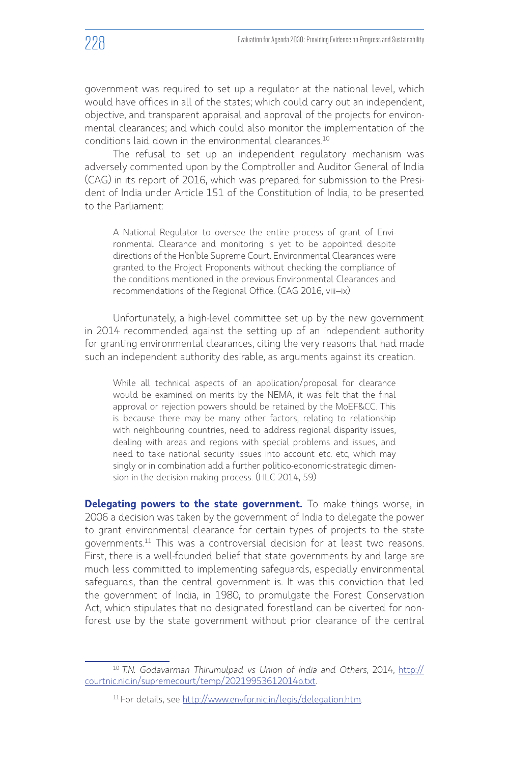government was required to set up a regulator at the national level, which would have offices in all of the states; which could carry out an independent, objective, and transparent appraisal and approval of the projects for environmental clearances; and which could also monitor the implementation of the conditions laid down in the environmental clearances.[10]

The refusal to set up an independent regulatory mechanism was adversely commented upon by the Comptroller and Auditor General of India (CAG) in its report of 2016, which was prepared for submission to the President of India under Article 151 of the Constitution of India, to be presented to the Parliament:

> A National Regulator to oversee the entire process of grant of Environmental Clearance and monitoring is yet to be appointed despite directions of the Hon'ble Supreme Court. Environmental Clearances were granted to the Project Proponents without checking the compliance of the conditions mentioned in the previous Environmental Clearances and recommendations of the Regional Office. (CAG 2016, viii–ix)

Unfortunately, a high-level committee set up by the new government in 2014 recommended against the setting up of an independent authority for granting environmental clearances, citing the very reasons that had made such an independent authority desirable, as arguments against its creation.

> While all technical aspects of an application/proposal for clearance would be examined on merits by the NEMA, it was felt that the final approval or rejection powers should be retained by the MoEF&CC. This is because there may be many other factors, relating to relationship with neighbouring countries, need to address regional disparity issues, dealing with areas and regions with special problems and issues, and need to take national security issues into account etc. etc, which may singly or in combination add a further politico-economic-strategic dimension in the decision making process. (HLC 2014, 59)

**Delegating powers to the state government.** To make things worse, in 2006 a decision was taken by the government of India to delegate the power to grant environmental clearance for certain types of projects to the state governments.[11] This was a controversial decision for at least two reasons. First, there is a well-founded belief that state governments by and large are much less committed to implementing safeguards, especially environmental safeguards, than the central government is. It was this conviction that led the government of India, in 1980, to promulgate the Forest Conservation Act, which stipulates that no designated forestland can be diverted for non-forest use by the state government without prior clearance of the central

[10] *T.N. Godavarman Thirumulpad vs Union of India and Others*, 2014, http://courtnic.nic.in/supremecourt/temp/20219953612014p.txt.

[11] For details, see http://www.envfor.nic.in/legis/delegation.htm.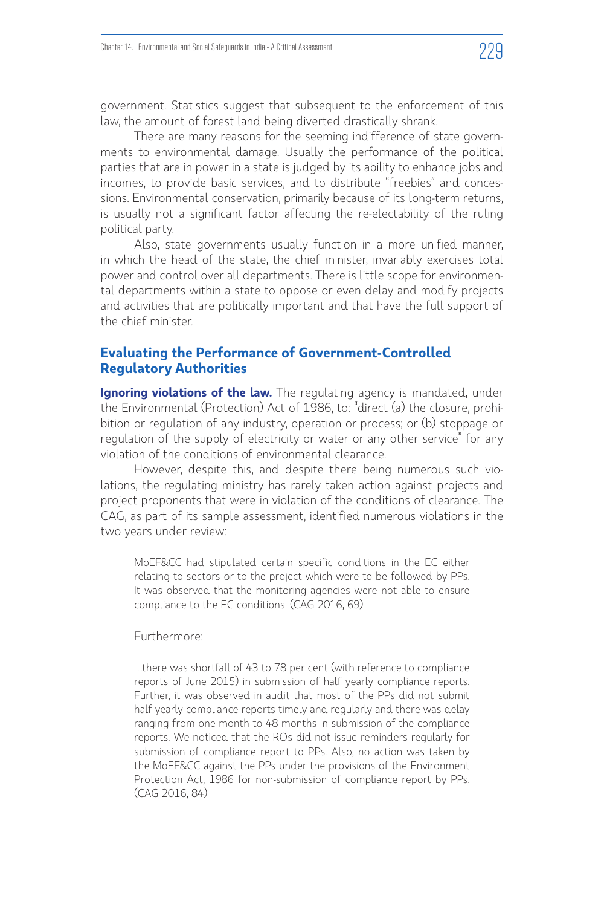government. Statistics suggest that subsequent to the enforcement of this law, the amount of forest land being diverted drastically shrank.

There are many reasons for the seeming indifference of state governments to environmental damage. Usually the performance of the political parties that are in power in a state is judged by its ability to enhance jobs and incomes, to provide basic services, and to distribute "freebies" and concessions. Environmental conservation, primarily because of its long-term returns, is usually not a significant factor affecting the re-electability of the ruling political party.

Also, state governments usually function in a more unified manner, in which the head of the state, the chief minister, invariably exercises total power and control over all departments. There is little scope for environmental departments within a state to oppose or even delay and modify projects and activities that are politically important and that have the full support of the chief minister.

## Evaluating the Performance of Government-Controlled Regulatory Authorities

**Ignoring violations of the law.** The regulating agency is mandated, under the Environmental (Protection) Act of 1986, to: "direct (a) the closure, prohibition or regulation of any industry, operation or process; or (b) stoppage or regulation of the supply of electricity or water or any other service" for any violation of the conditions of environmental clearance.

However, despite this, and despite there being numerous such violations, the regulating ministry has rarely taken action against projects and project proponents that were in violation of the conditions of clearance. The CAG, as part of its sample assessment, identified numerous violations in the two years under review:

> MoEF&CC had stipulated certain specific conditions in the EC either relating to sectors or to the project which were to be followed by PPs. It was observed that the monitoring agencies were not able to ensure compliance to the EC conditions. (CAG 2016, 69)

Furthermore:

> …there was shortfall of 43 to 78 per cent (with reference to compliance reports of June 2015) in submission of half yearly compliance reports. Further, it was observed in audit that most of the PPs did not submit half yearly compliance reports timely and regularly and there was delay ranging from one month to 48 months in submission of the compliance reports. We noticed that the ROs did not issue reminders regularly for submission of compliance report to PPs. Also, no action was taken by the MoEF&CC against the PPs under the provisions of the Environment Protection Act, 1986 for non-submission of compliance report by PPs. (CAG 2016, 84)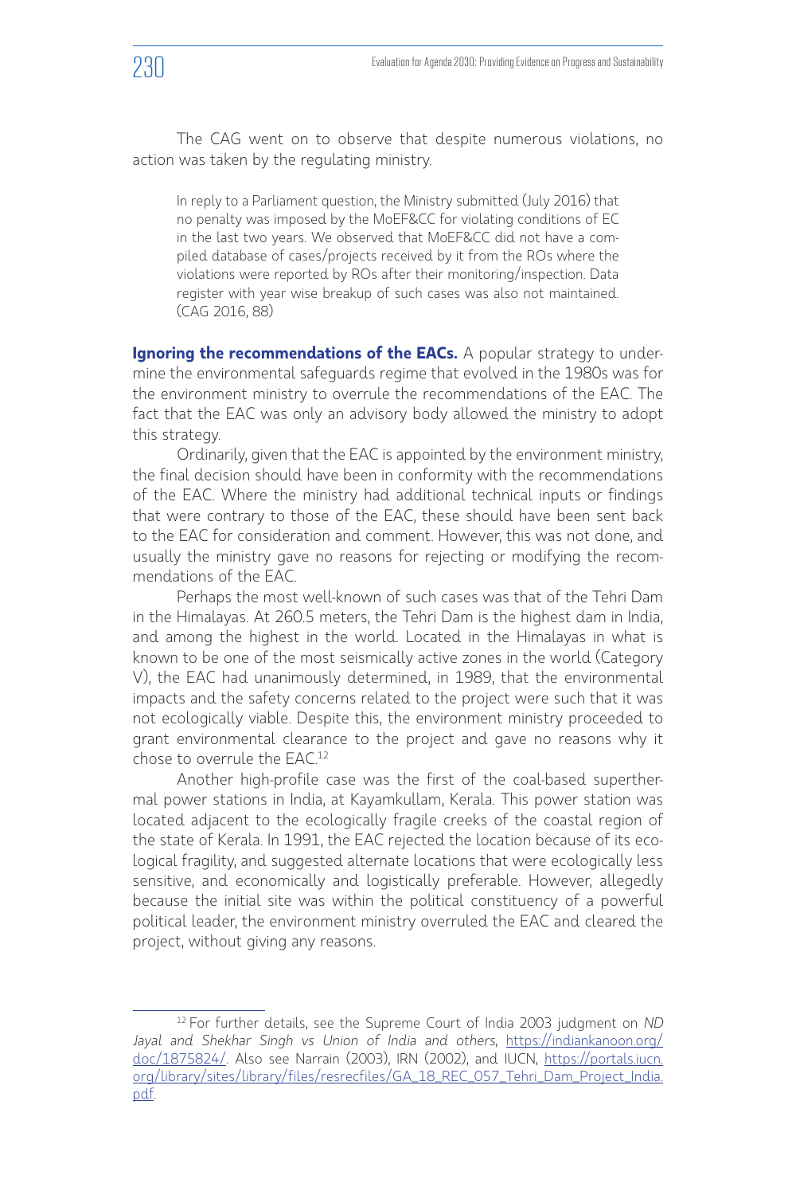The CAG went on to observe that despite numerous violations, no action was taken by the regulating ministry.

> In reply to a Parliament question, the Ministry submitted (July 2016) that no penalty was imposed by the MoEF&CC for violating conditions of EC in the last two years. We observed that MoEF&CC did not have a compiled database of cases/projects received by it from the ROs where the violations were reported by ROs after their monitoring/inspection. Data register with year wise breakup of such cases was also not maintained. (CAG 2016, 88)

**Ignoring the recommendations of the EACs.** A popular strategy to undermine the environmental safeguards regime that evolved in the 1980s was for the environment ministry to overrule the recommendations of the EAC. The fact that the EAC was only an advisory body allowed the ministry to adopt this strategy.

Ordinarily, given that the EAC is appointed by the environment ministry, the final decision should have been in conformity with the recommendations of the EAC. Where the ministry had additional technical inputs or findings that were contrary to those of the EAC, these should have been sent back to the EAC for consideration and comment. However, this was not done, and usually the ministry gave no reasons for rejecting or modifying the recommendations of the EAC.

Perhaps the most well-known of such cases was that of the Tehri Dam in the Himalayas. At 260.5 meters, the Tehri Dam is the highest dam in India, and among the highest in the world. Located in the Himalayas in what is known to be one of the most seismically active zones in the world (Category V), the EAC had unanimously determined, in 1989, that the environmental impacts and the safety concerns related to the project were such that it was not ecologically viable. Despite this, the environment ministry proceeded to grant environmental clearance to the project and gave no reasons why it chose to overrule the EAC.[12]

Another high-profile case was the first of the coal-based superthermal power stations in India, at Kayamkullam, Kerala. This power station was located adjacent to the ecologically fragile creeks of the coastal region of the state of Kerala. In 1991, the EAC rejected the location because of its ecological fragility, and suggested alternate locations that were ecologically less sensitive, and economically and logistically preferable. However, allegedly because the initial site was within the political constituency of a powerful political leader, the environment ministry overruled the EAC and cleared the project, without giving any reasons.

---

[12] For further details, see the Supreme Court of India 2003 judgment on *ND Jayal and Shekhar Singh vs Union of India and others*, https://indiankanoon.org/doc/1875824/. Also see Narrain (2003), IRN (2002), and IUCN, https://portals.iucn.org/library/sites/library/files/resrecfiles/GA_18_REC_057_Tehri_Dam_Project_India.pdf.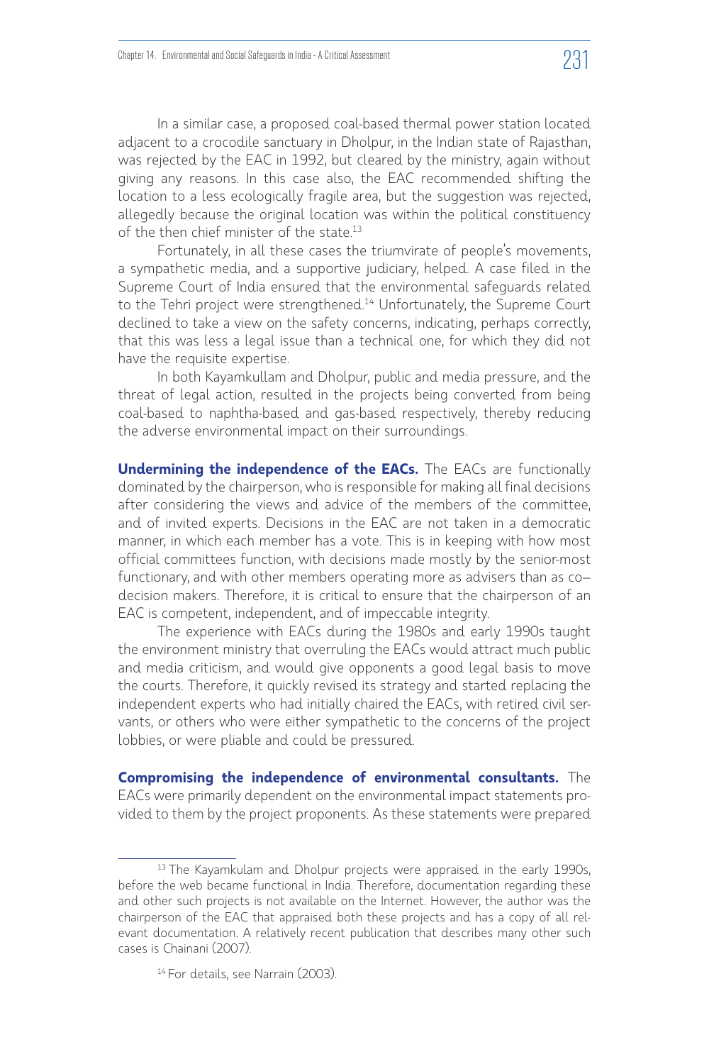In a similar case, a proposed coal-based thermal power station located adjacent to a crocodile sanctuary in Dholpur, in the Indian state of Rajasthan, was rejected by the EAC in 1992, but cleared by the ministry, again without giving any reasons. In this case also, the EAC recommended shifting the location to a less ecologically fragile area, but the suggestion was rejected, allegedly because the original location was within the political constituency of the then chief minister of the state.[13]

Fortunately, in all these cases the triumvirate of people's movements, a sympathetic media, and a supportive judiciary, helped. A case filed in the Supreme Court of India ensured that the environmental safeguards related to the Tehri project were strengthened.[14] Unfortunately, the Supreme Court declined to take a view on the safety concerns, indicating, perhaps correctly, that this was less a legal issue than a technical one, for which they did not have the requisite expertise.

In both Kayamkullam and Dholpur, public and media pressure, and the threat of legal action, resulted in the projects being converted from being coal-based to naphtha-based and gas-based respectively, thereby reducing the adverse environmental impact on their surroundings.

**Undermining the independence of the EACs.** The EACs are functionally dominated by the chairperson, who is responsible for making all final decisions after considering the views and advice of the members of the committee, and of invited experts. Decisions in the EAC are not taken in a democratic manner, in which each member has a vote. This is in keeping with how most official committees function, with decisions made mostly by the senior-most functionary, and with other members operating more as advisers than as co–decision makers. Therefore, it is critical to ensure that the chairperson of an EAC is competent, independent, and of impeccable integrity.

The experience with EACs during the 1980s and early 1990s taught the environment ministry that overruling the EACs would attract much public and media criticism, and would give opponents a good legal basis to move the courts. Therefore, it quickly revised its strategy and started replacing the independent experts who had initially chaired the EACs, with retired civil servants, or others who were either sympathetic to the concerns of the project lobbies, or were pliable and could be pressured.

**Compromising the independence of environmental consultants.** The EACs were primarily dependent on the environmental impact statements provided to them by the project proponents. As these statements were prepared

---

[13] The Kayamkulam and Dholpur projects were appraised in the early 1990s, before the web became functional in India. Therefore, documentation regarding these and other such projects is not available on the Internet. However, the author was the chairperson of the EAC that appraised both these projects and has a copy of all relevant documentation. A relatively recent publication that describes many other such cases is Chainani (2007).

[14] For details, see Narrain (2003).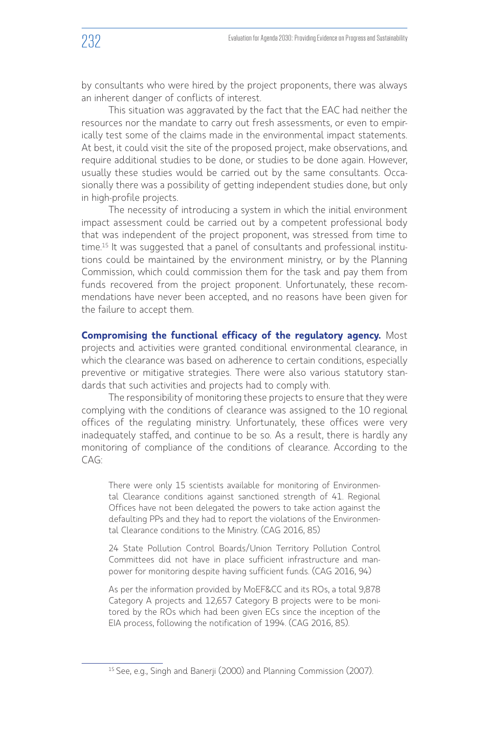by consultants who were hired by the project proponents, there was always an inherent danger of conflicts of interest.

This situation was aggravated by the fact that the EAC had neither the resources nor the mandate to carry out fresh assessments, or even to empirically test some of the claims made in the environmental impact statements. At best, it could visit the site of the proposed project, make observations, and require additional studies to be done, or studies to be done again. However, usually these studies would be carried out by the same consultants. Occasionally there was a possibility of getting independent studies done, but only in high-profile projects.

The necessity of introducing a system in which the initial environment impact assessment could be carried out by a competent professional body that was independent of the project proponent, was stressed from time to time.[15] It was suggested that a panel of consultants and professional institutions could be maintained by the environment ministry, or by the Planning Commission, which could commission them for the task and pay them from funds recovered from the project proponent. Unfortunately, these recommendations have never been accepted, and no reasons have been given for the failure to accept them.

**Compromising the functional efficacy of the regulatory agency.** Most projects and activities were granted conditional environmental clearance, in which the clearance was based on adherence to certain conditions, especially preventive or mitigative strategies. There were also various statutory standards that such activities and projects had to comply with.

The responsibility of monitoring these projects to ensure that they were complying with the conditions of clearance was assigned to the 10 regional offices of the regulating ministry. Unfortunately, these offices were very inadequately staffed, and continue to be so. As a result, there is hardly any monitoring of compliance of the conditions of clearance. According to the CAG:

> There were only 15 scientists available for monitoring of Environmental Clearance conditions against sanctioned strength of 41. Regional Offices have not been delegated the powers to take action against the defaulting PPs and they had to report the violations of the Environmental Clearance conditions to the Ministry. (CAG 2016, 85)
>
> 24 State Pollution Control Boards/Union Territory Pollution Control Committees did not have in place sufficient infrastructure and manpower for monitoring despite having sufficient funds. (CAG 2016, 94)
>
> As per the information provided by MoEF&CC and its ROs, a total 9,878 Category A projects and 12,657 Category B projects were to be monitored by the ROs which had been given ECs since the inception of the EIA process, following the notification of 1994. (CAG 2016, 85).

[15] See, e.g., Singh and Banerji (2000) and Planning Commission (2007).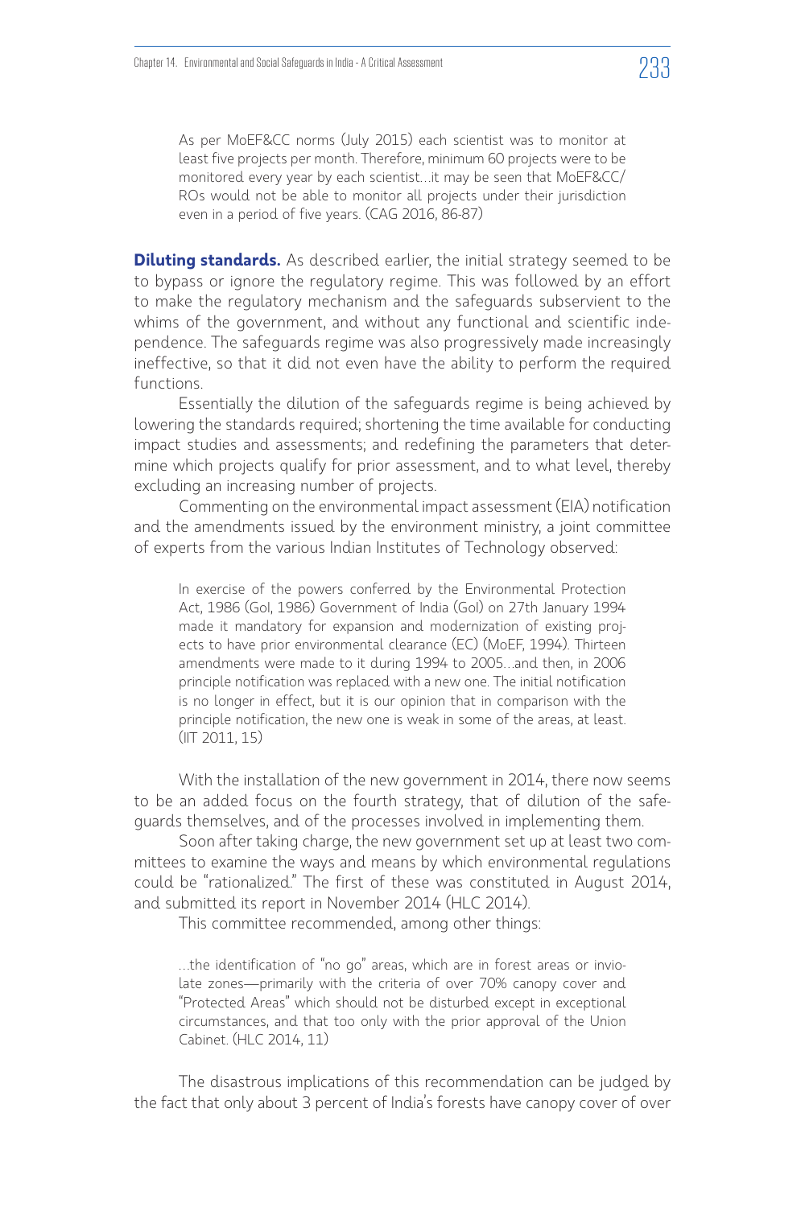> As per MoEF&CC norms (July 2015) each scientist was to monitor at least five projects per month. Therefore, minimum 60 projects were to be monitored every year by each scientist…it may be seen that MoEF&CC/ROs would not be able to monitor all projects under their jurisdiction even in a period of five years. (CAG 2016, 86-87)

**Diluting standards.** As described earlier, the initial strategy seemed to be to bypass or ignore the regulatory regime. This was followed by an effort to make the regulatory mechanism and the safeguards subservient to the whims of the government, and without any functional and scientific independence. The safeguards regime was also progressively made increasingly ineffective, so that it did not even have the ability to perform the required functions.

Essentially the dilution of the safeguards regime is being achieved by lowering the standards required; shortening the time available for conducting impact studies and assessments; and redefining the parameters that determine which projects qualify for prior assessment, and to what level, thereby excluding an increasing number of projects.

Commenting on the environmental impact assessment (EIA) notification and the amendments issued by the environment ministry, a joint committee of experts from the various Indian Institutes of Technology observed:

> In exercise of the powers conferred by the Environmental Protection Act, 1986 (GoI, 1986) Government of India (GoI) on 27th January 1994 made it mandatory for expansion and modernization of existing projects to have prior environmental clearance (EC) (MoEF, 1994). Thirteen amendments were made to it during 1994 to 2005…and then, in 2006 principle notification was replaced with a new one. The initial notification is no longer in effect, but it is our opinion that in comparison with the principle notification, the new one is weak in some of the areas, at least. (IIT 2011, 15)

With the installation of the new government in 2014, there now seems to be an added focus on the fourth strategy, that of dilution of the safeguards themselves, and of the processes involved in implementing them.

Soon after taking charge, the new government set up at least two committees to examine the ways and means by which environmental regulations could be "rationalized." The first of these was constituted in August 2014, and submitted its report in November 2014 (HLC 2014).

This committee recommended, among other things:

> …the identification of "no go" areas, which are in forest areas or inviolate zones—primarily with the criteria of over 70% canopy cover and "Protected Areas" which should not be disturbed except in exceptional circumstances, and that too only with the prior approval of the Union Cabinet. (HLC 2014, 11)

The disastrous implications of this recommendation can be judged by the fact that only about 3 percent of India's forests have canopy cover of over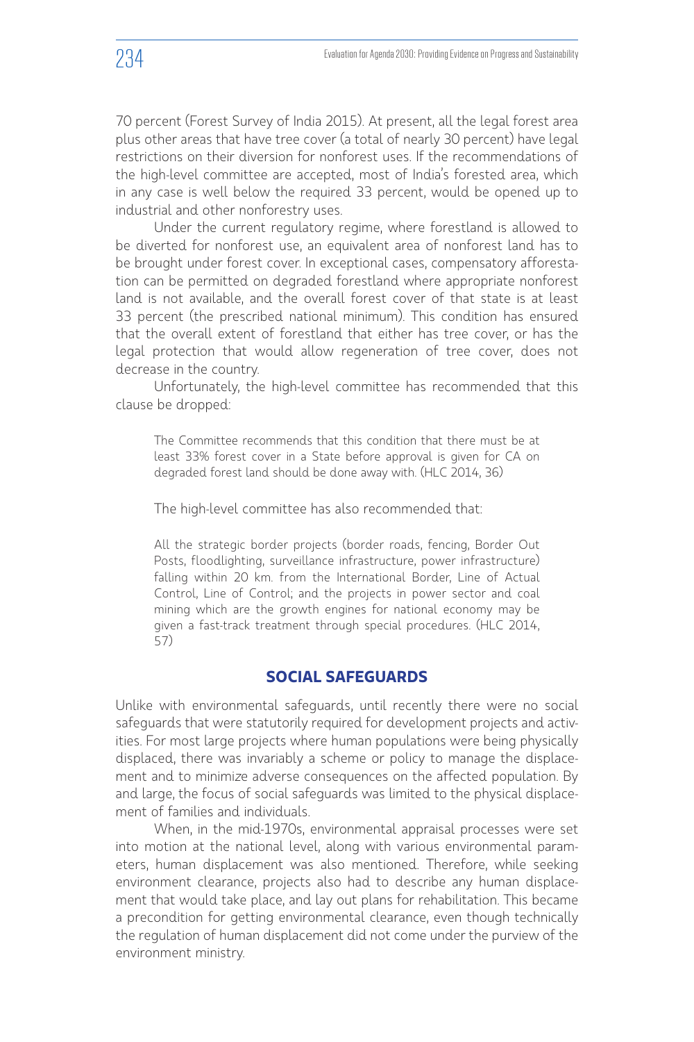70 percent (Forest Survey of India 2015). At present, all the legal forest area plus other areas that have tree cover (a total of nearly 30 percent) have legal restrictions on their diversion for nonforest uses. If the recommendations of the high-level committee are accepted, most of India's forested area, which in any case is well below the required 33 percent, would be opened up to industrial and other nonforestry uses.

Under the current regulatory regime, where forestland is allowed to be diverted for nonforest use, an equivalent area of nonforest land has to be brought under forest cover. In exceptional cases, compensatory afforestation can be permitted on degraded forestland where appropriate nonforest land is not available, and the overall forest cover of that state is at least 33 percent (the prescribed national minimum). This condition has ensured that the overall extent of forestland that either has tree cover, or has the legal protection that would allow regeneration of tree cover, does not decrease in the country.

Unfortunately, the high-level committee has recommended that this clause be dropped:

> The Committee recommends that this condition that there must be at least 33% forest cover in a State before approval is given for CA on degraded forest land should be done away with. (HLC 2014, 36)

The high-level committee has also recommended that:

> All the strategic border projects (border roads, fencing, Border Out Posts, floodlighting, surveillance infrastructure, power infrastructure) falling within 20 km. from the International Border, Line of Actual Control, Line of Control; and the projects in power sector and coal mining which are the growth engines for national economy may be given a fast-track treatment through special procedures. (HLC 2014, 57)

## SOCIAL SAFEGUARDS

Unlike with environmental safeguards, until recently there were no social safeguards that were statutorily required for development projects and activities. For most large projects where human populations were being physically displaced, there was invariably a scheme or policy to manage the displacement and to minimize adverse consequences on the affected population. By and large, the focus of social safeguards was limited to the physical displacement of families and individuals.

When, in the mid-1970s, environmental appraisal processes were set into motion at the national level, along with various environmental parameters, human displacement was also mentioned. Therefore, while seeking environment clearance, projects also had to describe any human displacement that would take place, and lay out plans for rehabilitation. This became a precondition for getting environmental clearance, even though technically the regulation of human displacement did not come under the purview of the environment ministry.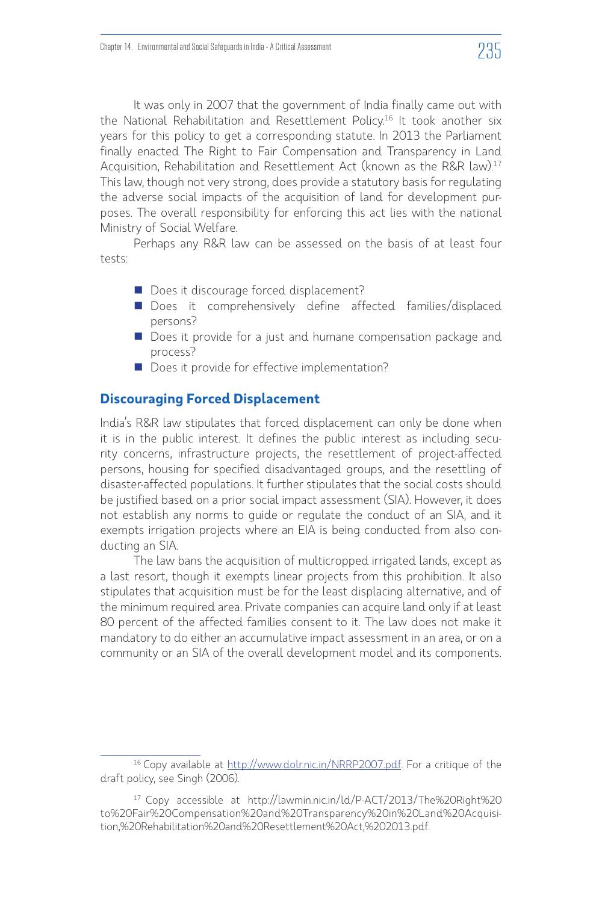It was only in 2007 that the government of India finally came out with the National Rehabilitation and Resettlement Policy.[16] It took another six years for this policy to get a corresponding statute. In 2013 the Parliament finally enacted The Right to Fair Compensation and Transparency in Land Acquisition, Rehabilitation and Resettlement Act (known as the R&R law).[17] This law, though not very strong, does provide a statutory basis for regulating the adverse social impacts of the acquisition of land for development purposes. The overall responsibility for enforcing this act lies with the national Ministry of Social Welfare.

Perhaps any R&R law can be assessed on the basis of at least four tests:

- Does it discourage forced displacement?
- Does it comprehensively define affected families/displaced persons?
- Does it provide for a just and humane compensation package and process?
- Does it provide for effective implementation?

## Discouraging Forced Displacement

India's R&R law stipulates that forced displacement can only be done when it is in the public interest. It defines the public interest as including security concerns, infrastructure projects, the resettlement of project-affected persons, housing for specified disadvantaged groups, and the resettling of disaster-affected populations. It further stipulates that the social costs should be justified based on a prior social impact assessment (SIA). However, it does not establish any norms to guide or regulate the conduct of an SIA, and it exempts irrigation projects where an EIA is being conducted from also conducting an SIA.

The law bans the acquisition of multicropped irrigated lands, except as a last resort, though it exempts linear projects from this prohibition. It also stipulates that acquisition must be for the least displacing alternative, and of the minimum required area. Private companies can acquire land only if at least 80 percent of the affected families consent to it. The law does not make it mandatory to do either an accumulative impact assessment in an area, or on a community or an SIA of the overall development model and its components.

---

[16] Copy available at http://www.dolr.nic.in/NRRP2007.pdf. For a critique of the draft policy, see Singh (2006).

[17] Copy accessible at http://lawmin.nic.in/ld/P-ACT/2013/The%20Right%20to%20Fair%20Compensation%20and%20Transparency%20in%20Land%20Acquisition,%20Rehabilitation%20and%20Resettlement%20Act,%202013.pdf.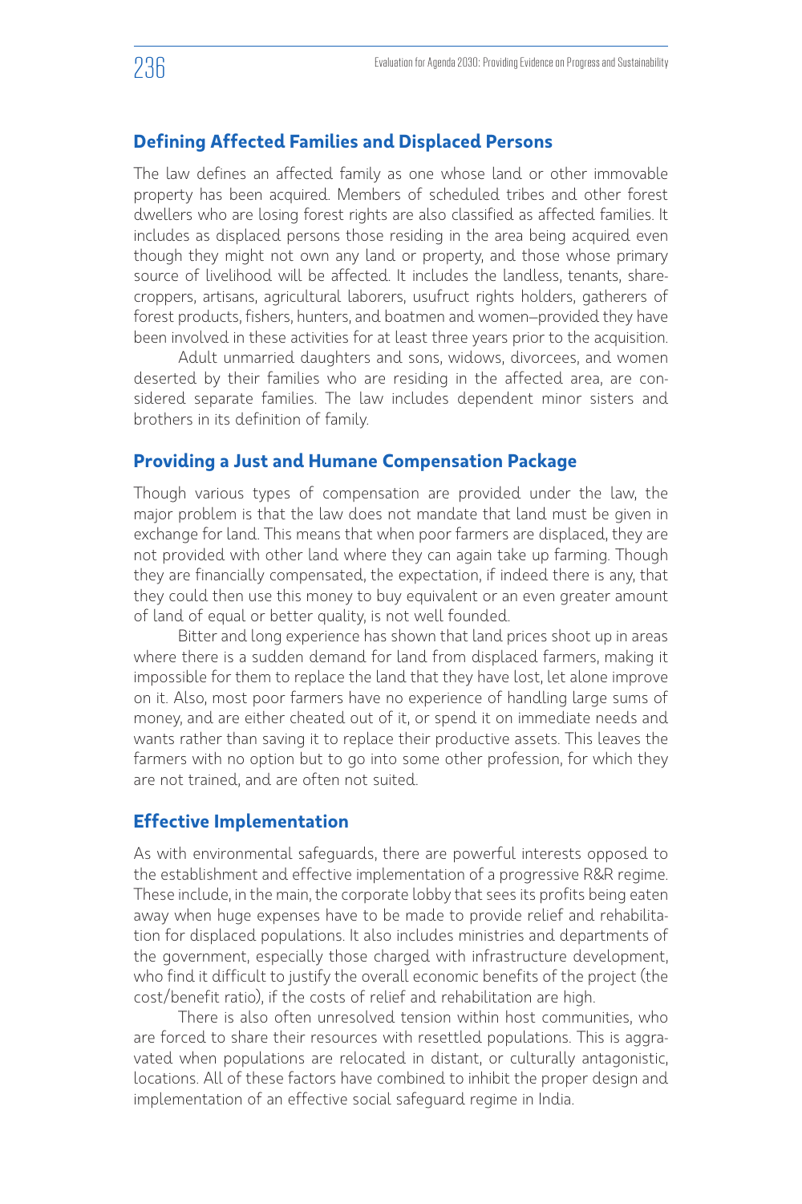## Defining Affected Families and Displaced Persons

The law defines an affected family as one whose land or other immovable property has been acquired. Members of scheduled tribes and other forest dwellers who are losing forest rights are also classified as affected families. It includes as displaced persons those residing in the area being acquired even though they might not own any land or property, and those whose primary source of livelihood will be affected. It includes the landless, tenants, sharecroppers, artisans, agricultural laborers, usufruct rights holders, gatherers of forest products, fishers, hunters, and boatmen and women—provided they have been involved in these activities for at least three years prior to the acquisition.

Adult unmarried daughters and sons, widows, divorcees, and women deserted by their families who are residing in the affected area, are considered separate families. The law includes dependent minor sisters and brothers in its definition of family.

## Providing a Just and Humane Compensation Package

Though various types of compensation are provided under the law, the major problem is that the law does not mandate that land must be given in exchange for land. This means that when poor farmers are displaced, they are not provided with other land where they can again take up farming. Though they are financially compensated, the expectation, if indeed there is any, that they could then use this money to buy equivalent or an even greater amount of land of equal or better quality, is not well founded.

Bitter and long experience has shown that land prices shoot up in areas where there is a sudden demand for land from displaced farmers, making it impossible for them to replace the land that they have lost, let alone improve on it. Also, most poor farmers have no experience of handling large sums of money, and are either cheated out of it, or spend it on immediate needs and wants rather than saving it to replace their productive assets. This leaves the farmers with no option but to go into some other profession, for which they are not trained, and are often not suited.

## Effective Implementation

As with environmental safeguards, there are powerful interests opposed to the establishment and effective implementation of a progressive R&R regime. These include, in the main, the corporate lobby that sees its profits being eaten away when huge expenses have to be made to provide relief and rehabilitation for displaced populations. It also includes ministries and departments of the government, especially those charged with infrastructure development, who find it difficult to justify the overall economic benefits of the project (the cost/benefit ratio), if the costs of relief and rehabilitation are high.

There is also often unresolved tension within host communities, who are forced to share their resources with resettled populations. This is aggravated when populations are relocated in distant, or culturally antagonistic, locations. All of these factors have combined to inhibit the proper design and implementation of an effective social safeguard regime in India.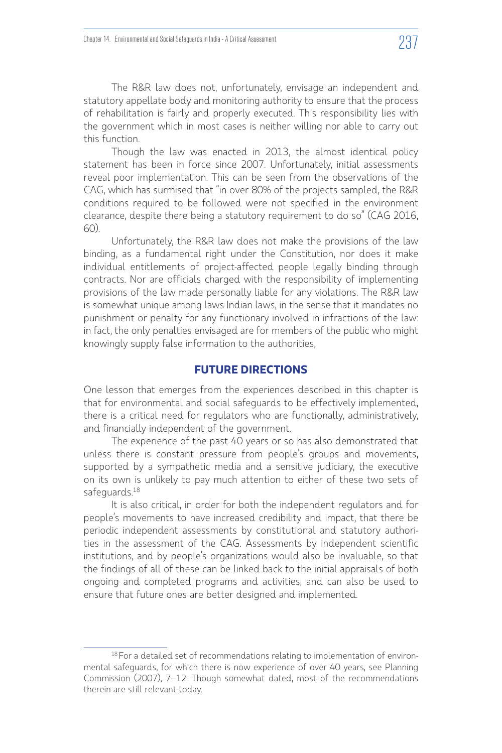The R&R law does not, unfortunately, envisage an independent and statutory appellate body and monitoring authority to ensure that the process of rehabilitation is fairly and properly executed. This responsibility lies with the government which in most cases is neither willing nor able to carry out this function.

Though the law was enacted in 2013, the almost identical policy statement has been in force since 2007. Unfortunately, initial assessments reveal poor implementation. This can be seen from the observations of the CAG, which has surmised that "in over 80% of the projects sampled, the R&R conditions required to be followed were not specified in the environment clearance, despite there being a statutory requirement to do so" (CAG 2016, 60).

Unfortunately, the R&R law does not make the provisions of the law binding, as a fundamental right under the Constitution, nor does it make individual entitlements of project-affected people legally binding through contracts. Nor are officials charged with the responsibility of implementing provisions of the law made personally liable for any violations. The R&R law is somewhat unique among laws Indian laws, in the sense that it mandates no punishment or penalty for any functionary involved in infractions of the law: in fact, the only penalties envisaged are for members of the public who might knowingly supply false information to the authorities,

## FUTURE DIRECTIONS

One lesson that emerges from the experiences described in this chapter is that for environmental and social safeguards to be effectively implemented, there is a critical need for regulators who are functionally, administratively, and financially independent of the government.

The experience of the past 40 years or so has also demonstrated that unless there is constant pressure from people's groups and movements, supported by a sympathetic media and a sensitive judiciary, the executive on its own is unlikely to pay much attention to either of these two sets of safeguards.[18]

It is also critical, in order for both the independent regulators and for people's movements to have increased credibility and impact, that there be periodic independent assessments by constitutional and statutory authorities in the assessment of the CAG. Assessments by independent scientific institutions, and by people's organizations would also be invaluable, so that the findings of all of these can be linked back to the initial appraisals of both ongoing and completed programs and activities, and can also be used to ensure that future ones are better designed and implemented.

---

[18] For a detailed set of recommendations relating to implementation of environmental safeguards, for which there is now experience of over 40 years, see Planning Commission (2007), 7–12. Though somewhat dated, most of the recommendations therein are still relevant today.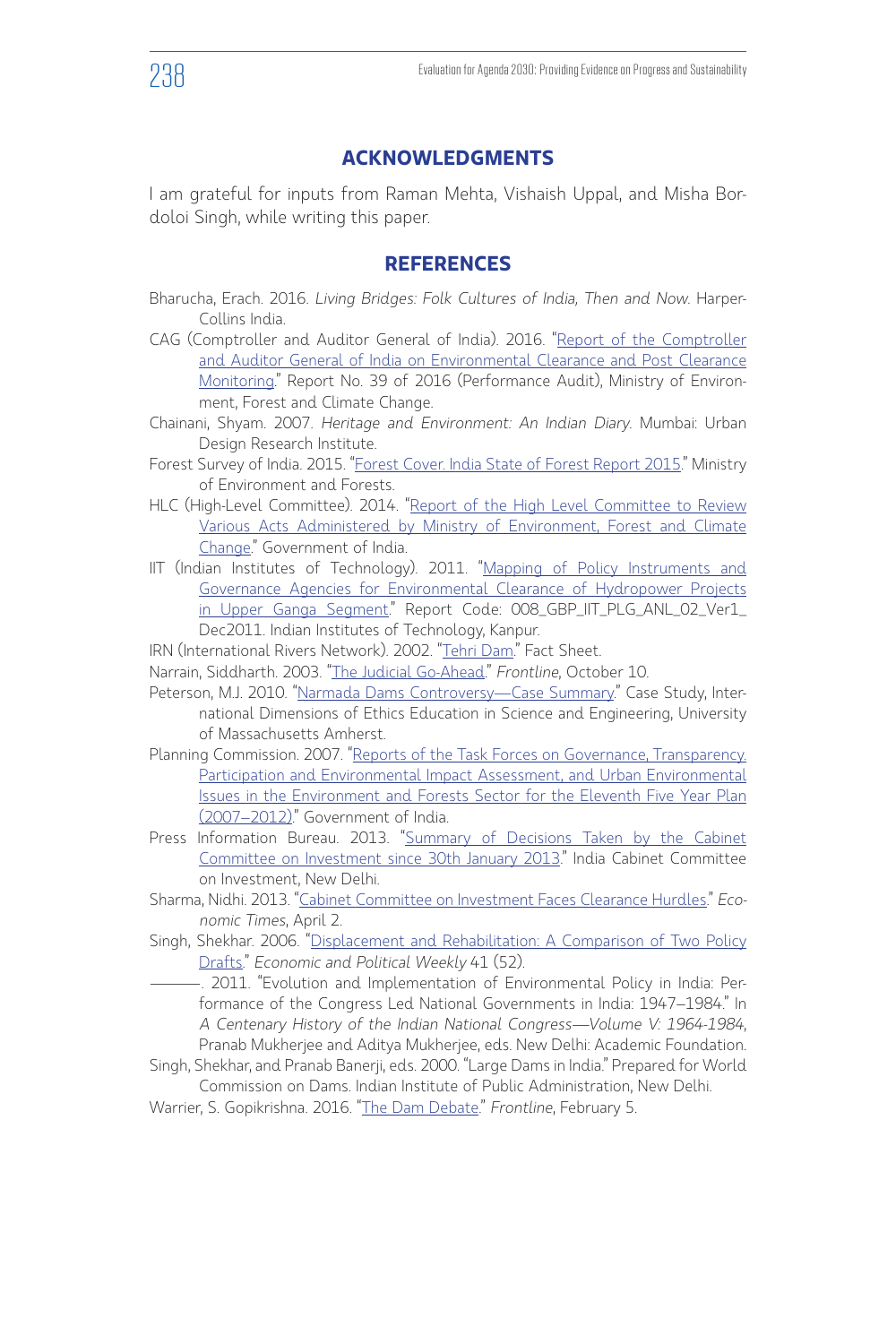## ACKNOWLEDGMENTS

I am grateful for inputs from Raman Mehta, Vishaish Uppal, and Misha Bordoloi Singh, while writing this paper.

## REFERENCES

Bharucha, Erach. 2016. *Living Bridges: Folk Cultures of India, Then and Now*. HarperCollins India.

CAG (Comptroller and Auditor General of India). 2016. "Report of the Comptroller and Auditor General of India on Environmental Clearance and Post Clearance Monitoring." Report No. 39 of 2016 (Performance Audit), Ministry of Environment, Forest and Climate Change.

Chainani, Shyam. 2007. *Heritage and Environment: An Indian Diary*. Mumbai: Urban Design Research Institute.

Forest Survey of India. 2015. "Forest Cover. India State of Forest Report 2015." Ministry of Environment and Forests.

HLC (High-Level Committee). 2014. "Report of the High Level Committee to Review Various Acts Administered by Ministry of Environment, Forest and Climate Change." Government of India.

IIT (Indian Institutes of Technology). 2011. "Mapping of Policy Instruments and Governance Agencies for Environmental Clearance of Hydropower Projects in Upper Ganga Segment." Report Code: 008_GBP_IIT_PLG_ANL_02_Ver1_Dec2011. Indian Institutes of Technology, Kanpur.

IRN (International Rivers Network). 2002. "Tehri Dam." Fact Sheet.

Narrain, Siddharth. 2003. "The Judicial Go-Ahead." *Frontline*, October 10.

Peterson, M.J. 2010. "Narmada Dams Controversy—Case Summary." Case Study, International Dimensions of Ethics Education in Science and Engineering, University of Massachusetts Amherst.

Planning Commission. 2007. "Reports of the Task Forces on Governance, Transparency, Participation and Environmental Impact Assessment, and Urban Environmental Issues in the Environment and Forests Sector for the Eleventh Five Year Plan (2007–2012)." Government of India.

Press Information Bureau. 2013. "Summary of Decisions Taken by the Cabinet Committee on Investment since 30th January 2013." India Cabinet Committee on Investment, New Delhi.

Sharma, Nidhi. 2013. "Cabinet Committee on Investment Faces Clearance Hurdles." *Economic Times*, April 2.

Singh, Shekhar. 2006. "Displacement and Rehabilitation: A Comparison of Two Policy Drafts." *Economic and Political Weekly* 41 (52).

———. 2011. "Evolution and Implementation of Environmental Policy in India: Performance of the Congress Led National Governments in India: 1947–1984." In *A Centenary History of the Indian National Congress—Volume V: 1964-1984*, Pranab Mukherjee and Aditya Mukherjee, eds. New Delhi: Academic Foundation.

Singh, Shekhar, and Pranab Banerji, eds. 2000. "Large Dams in India." Prepared for World Commission on Dams. Indian Institute of Public Administration, New Delhi.

Warrier, S. Gopikrishna. 2016. "The Dam Debate." *Frontline*, February 5.